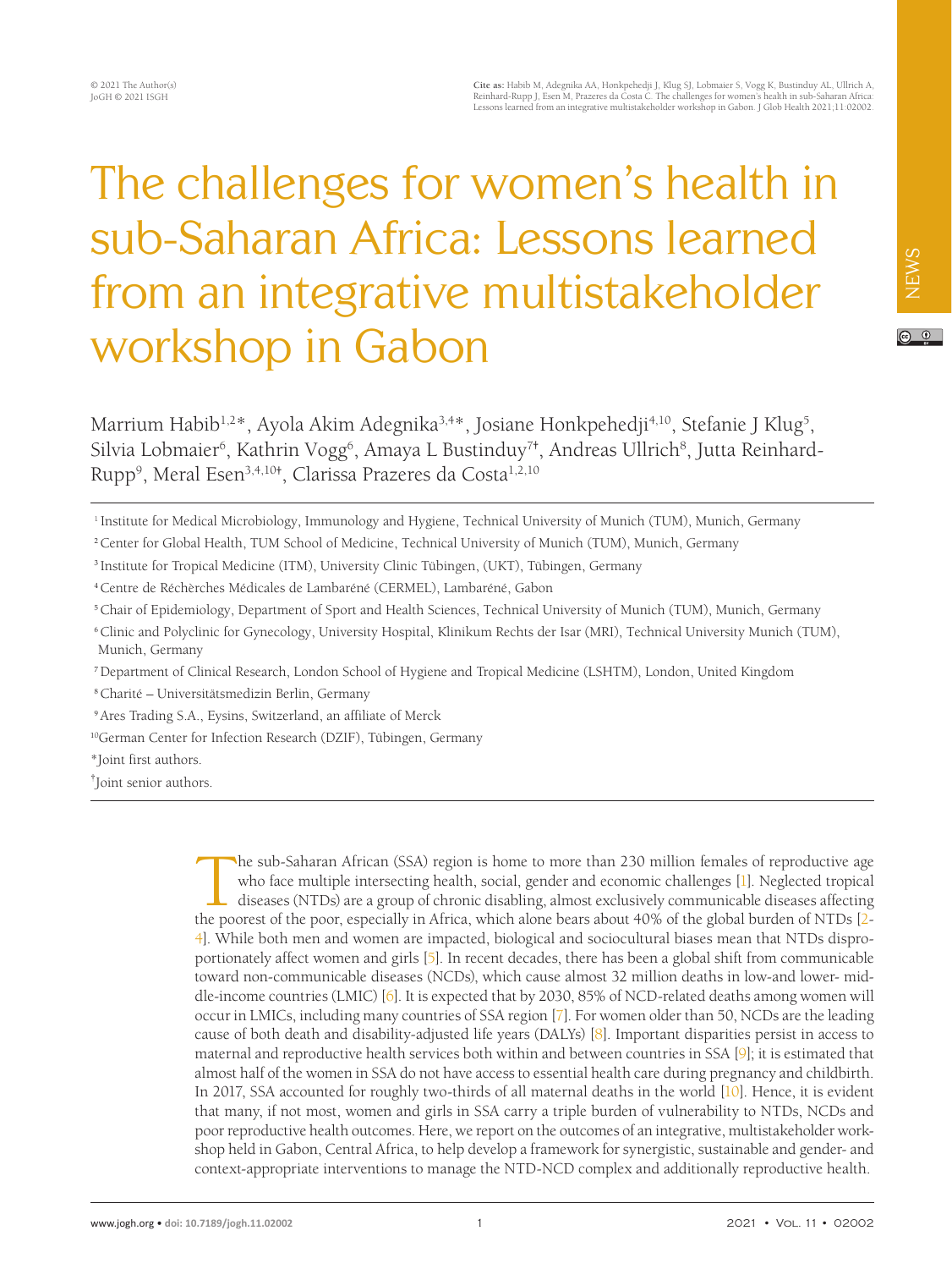# The challenges for women's health in sub-Saharan Africa: Lessons learned from an integrative multistakeholder workshop in Gabon

Marrium Habib[1,2*], Ayola Akim Adegnika[3,4*], Josiane Honkpehedji[4,10], Stefanie J Klug[5], Silvia Lobmaier[6], Kathrin Vogg[6], Amaya L Bustinduy[7†], Andreas Ullrich[8], Jutta Reinhard-Rupp[9], Meral Esen[3,4,10†], Clarissa Prazeres da Costa[1,2,10]

[1] Institute for Medical Microbiology, Immunology and Hygiene, Technical University of Munich (TUM), Munich, Germany
[2] Center for Global Health, TUM School of Medicine, Technical University of Munich (TUM), Munich, Germany
[3] Institute for Tropical Medicine (ITM), University Clinic Tübingen, (UKT), Tübingen, Germany
[4] Centre de Réchèrches Médicales de Lambaréné (CERMEL), Lambaréné, Gabon
[5] Chair of Epidemiology, Department of Sport and Health Sciences, Technical University of Munich (TUM), Munich, Germany
[6] Clinic and Polyclinic for Gynecology, University Hospital, Klinikum Rechts der Isar (MRI), Technical University Munich (TUM), Munich, Germany
[7] Department of Clinical Research, London School of Hygiene and Tropical Medicine (LSHTM), London, United Kingdom
[8] Charité – Universitätsmedizin Berlin, Germany
[9] Ares Trading S.A., Eysins, Switzerland, an affiliate of Merck
[10] German Center for Infection Research (DZIF), Tübingen, Germany
*Joint first authors.
†Joint senior authors.

The sub-Saharan African (SSA) region is home to more than 230 million females of reproductive age who face multiple intersecting health, social, gender and economic challenges [1]. Neglected tropical diseases (NTDs) are a group of chronic disabling, almost exclusively communicable diseases affecting the poorest of the poor, especially in Africa, which alone bears about 40% of the global burden of NTDs [2-4]. While both men and women are impacted, biological and sociocultural biases mean that NTDs disproportionately affect women and girls [5]. In recent decades, there has been a global shift from communicable toward non-communicable diseases (NCDs), which cause almost 32 million deaths in low-and lower- middle-income countries (LMIC) [6]. It is expected that by 2030, 85% of NCD-related deaths among women will occur in LMICs, including many countries of SSA region [7]. For women older than 50, NCDs are the leading cause of both death and disability-adjusted life years (DALYs) [8]. Important disparities persist in access to maternal and reproductive health services both within and between countries in SSA [9]; it is estimated that almost half of the women in SSA do not have access to essential health care during pregnancy and childbirth. In 2017, SSA accounted for roughly two-thirds of all maternal deaths in the world [10]. Hence, it is evident that many, if not most, women and girls in SSA carry a triple burden of vulnerability to NTDs, NCDs and poor reproductive health outcomes. Here, we report on the outcomes of an integrative, multistakeholder workshop held in Gabon, Central Africa, to help develop a framework for synergistic, sustainable and gender- and context-appropriate interventions to manage the NTD-NCD complex and additionally reproductive health.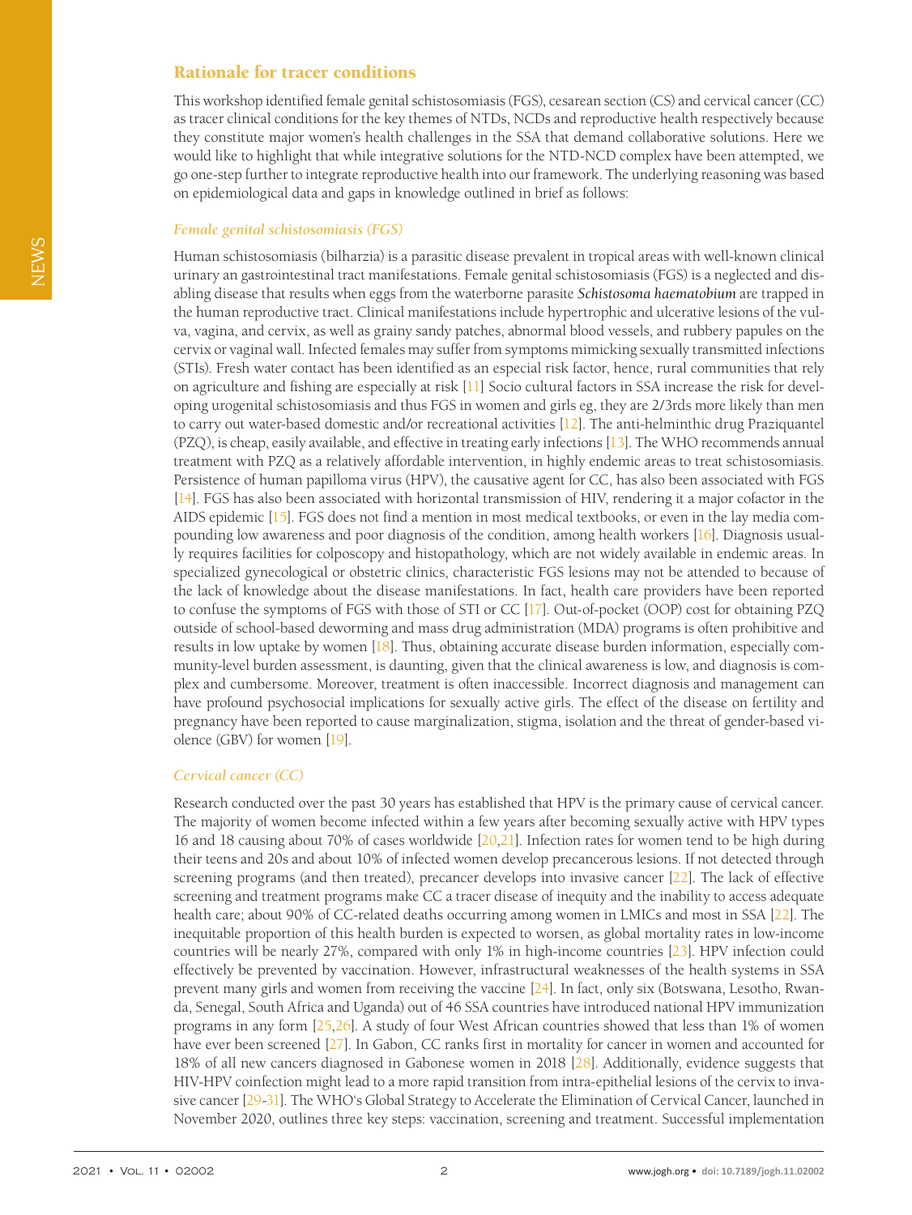## Rationale for tracer conditions

This workshop identified female genital schistosomiasis (FGS), cesarean section (CS) and cervical cancer (CC) as tracer clinical conditions for the key themes of NTDs, NCDs and reproductive health respectively because they constitute major women's health challenges in the SSA that demand collaborative solutions. Here we would like to highlight that while integrative solutions for the NTD-NCD complex have been attempted, we go one-step further to integrate reproductive health into our framework. The underlying reasoning was based on epidemiological data and gaps in knowledge outlined in brief as follows:

### *Female genital schistosomiasis (FGS)*

Human schistosomiasis (bilharzia) is a parasitic disease prevalent in tropical areas with well-known clinical urinary an gastrointestinal tract manifestations. Female genital schistosomiasis (FGS) is a neglected and disabling disease that results when eggs from the waterborne parasite ***Schistosoma haematobium*** are trapped in the human reproductive tract. Clinical manifestations include hypertrophic and ulcerative lesions of the vulva, vagina, and cervix, as well as grainy sandy patches, abnormal blood vessels, and rubbery papules on the cervix or vaginal wall. Infected females may suffer from symptoms mimicking sexually transmitted infections (STIs). Fresh water contact has been identified as an especial risk factor, hence, rural communities that rely on agriculture and fishing are especially at risk [11] Socio cultural factors in SSA increase the risk for developing urogenital schistosomiasis and thus FGS in women and girls eg, they are 2/3rds more likely than men to carry out water-based domestic and/or recreational activities [12]. The anti-helminthic drug Praziquantel (PZQ), is cheap, easily available, and effective in treating early infections [13]. The WHO recommends annual treatment with PZQ as a relatively affordable intervention, in highly endemic areas to treat schistosomiasis. Persistence of human papilloma virus (HPV), the causative agent for CC, has also been associated with FGS [14]. FGS has also been associated with horizontal transmission of HIV, rendering it a major cofactor in the AIDS epidemic [15]. FGS does not find a mention in most medical textbooks, or even in the lay media compounding low awareness and poor diagnosis of the condition, among health workers [16]. Diagnosis usually requires facilities for colposcopy and histopathology, which are not widely available in endemic areas. In specialized gynecological or obstetric clinics, characteristic FGS lesions may not be attended to because of the lack of knowledge about the disease manifestations. In fact, health care providers have been reported to confuse the symptoms of FGS with those of STI or CC [17]. Out-of-pocket (OOP) cost for obtaining PZQ outside of school-based deworming and mass drug administration (MDA) programs is often prohibitive and results in low uptake by women [18]. Thus, obtaining accurate disease burden information, especially community-level burden assessment, is daunting, given that the clinical awareness is low, and diagnosis is complex and cumbersome. Moreover, treatment is often inaccessible. Incorrect diagnosis and management can have profound psychosocial implications for sexually active girls. The effect of the disease on fertility and pregnancy have been reported to cause marginalization, stigma, isolation and the threat of gender-based violence (GBV) for women [19].

### *Cervical cancer (CC)*

Research conducted over the past 30 years has established that HPV is the primary cause of cervical cancer. The majority of women become infected within a few years after becoming sexually active with HPV types 16 and 18 causing about 70% of cases worldwide [20,21]. Infection rates for women tend to be high during their teens and 20s and about 10% of infected women develop precancerous lesions. If not detected through screening programs (and then treated), precancer develops into invasive cancer [22]. The lack of effective screening and treatment programs make CC a tracer disease of inequity and the inability to access adequate health care; about 90% of CC-related deaths occurring among women in LMICs and most in SSA [22]. The inequitable proportion of this health burden is expected to worsen, as global mortality rates in low-income countries will be nearly 27%, compared with only 1% in high-income countries [23]. HPV infection could effectively be prevented by vaccination. However, infrastructural weaknesses of the health systems in SSA prevent many girls and women from receiving the vaccine [24]. In fact, only six (Botswana, Lesotho, Rwanda, Senegal, South Africa and Uganda) out of 46 SSA countries have introduced national HPV immunization programs in any form [25,26]. A study of four West African countries showed that less than 1% of women have ever been screened [27]. In Gabon, CC ranks first in mortality for cancer in women and accounted for 18% of all new cancers diagnosed in Gabonese women in 2018 [28]. Additionally, evidence suggests that HIV-HPV coinfection might lead to a more rapid transition from intra-epithelial lesions of the cervix to invasive cancer [29-31]. The WHO's Global Strategy to Accelerate the Elimination of Cervical Cancer, launched in November 2020, outlines three key steps: vaccination, screening and treatment. Successful implementation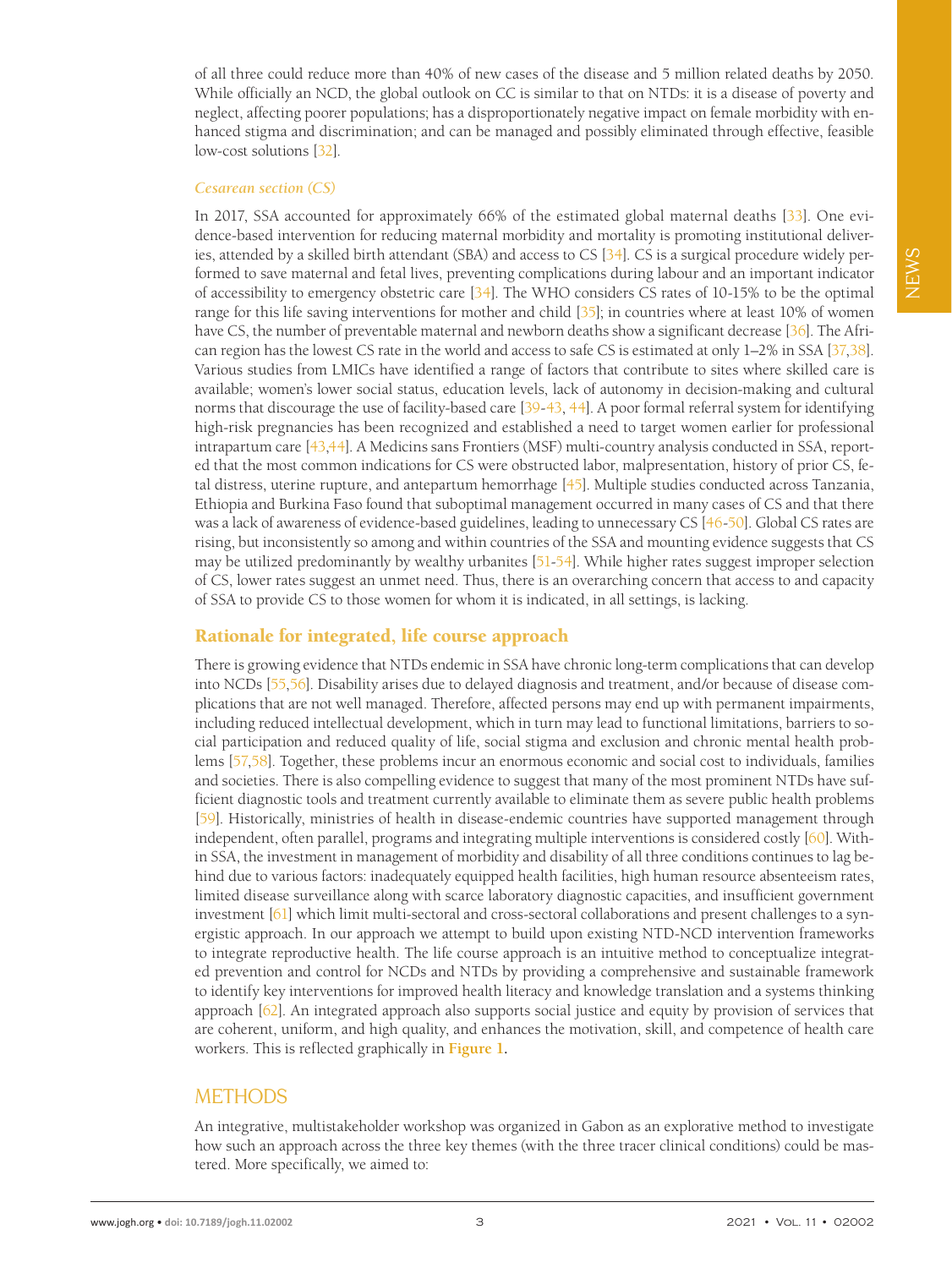of all three could reduce more than 40% of new cases of the disease and 5 million related deaths by 2050. While officially an NCD, the global outlook on CC is similar to that on NTDs: it is a disease of poverty and neglect, affecting poorer populations; has a disproportionately negative impact on female morbidity with enhanced stigma and discrimination; and can be managed and possibly eliminated through effective, feasible low-cost solutions [32].

### *Cesarean section (CS)*

In 2017, SSA accounted for approximately 66% of the estimated global maternal deaths [33]. One evidence-based intervention for reducing maternal morbidity and mortality is promoting institutional deliveries, attended by a skilled birth attendant (SBA) and access to CS [34]. CS is a surgical procedure widely performed to save maternal and fetal lives, preventing complications during labour and an important indicator of accessibility to emergency obstetric care [34]. The WHO considers CS rates of 10-15% to be the optimal range for this life saving interventions for mother and child [35]; in countries where at least 10% of women have CS, the number of preventable maternal and newborn deaths show a significant decrease [36]. The African region has the lowest CS rate in the world and access to safe CS is estimated at only 1–2% in SSA [37,38]. Various studies from LMICs have identified a range of factors that contribute to sites where skilled care is available; women's lower social status, education levels, lack of autonomy in decision-making and cultural norms that discourage the use of facility-based care [39-43, 44]. A poor formal referral system for identifying high-risk pregnancies has been recognized and established a need to target women earlier for professional intrapartum care [43,44]. A Medicins sans Frontiers (MSF) multi-country analysis conducted in SSA, reported that the most common indications for CS were obstructed labor, malpresentation, history of prior CS, fetal distress, uterine rupture, and antepartum hemorrhage [45]. Multiple studies conducted across Tanzania, Ethiopia and Burkina Faso found that suboptimal management occurred in many cases of CS and that there was a lack of awareness of evidence-based guidelines, leading to unnecessary CS [46-50]. Global CS rates are rising, but inconsistently so among and within countries of the SSA and mounting evidence suggests that CS may be utilized predominantly by wealthy urbanites [51-54]. While higher rates suggest improper selection of CS, lower rates suggest an unmet need. Thus, there is an overarching concern that access to and capacity of SSA to provide CS to those women for whom it is indicated, in all settings, is lacking.

## Rationale for integrated, life course approach

There is growing evidence that NTDs endemic in SSA have chronic long-term complications that can develop into NCDs [55,56]. Disability arises due to delayed diagnosis and treatment, and/or because of disease complications that are not well managed. Therefore, affected persons may end up with permanent impairments, including reduced intellectual development, which in turn may lead to functional limitations, barriers to social participation and reduced quality of life, social stigma and exclusion and chronic mental health problems [57,58]. Together, these problems incur an enormous economic and social cost to individuals, families and societies. There is also compelling evidence to suggest that many of the most prominent NTDs have sufficient diagnostic tools and treatment currently available to eliminate them as severe public health problems [59]. Historically, ministries of health in disease-endemic countries have supported management through independent, often parallel, programs and integrating multiple interventions is considered costly [60]. Within SSA, the investment in management of morbidity and disability of all three conditions continues to lag behind due to various factors: inadequately equipped health facilities, high human resource absenteeism rates, limited disease surveillance along with scarce laboratory diagnostic capacities, and insufficient government investment [61] which limit multi-sectoral and cross-sectoral collaborations and present challenges to a synergistic approach. In our approach we attempt to build upon existing NTD-NCD intervention frameworks to integrate reproductive health. The life course approach is an intuitive method to conceptualize integrated prevention and control for NCDs and NTDs by providing a comprehensive and sustainable framework to identify key interventions for improved health literacy and knowledge translation and a systems thinking approach [62]. An integrated approach also supports social justice and equity by provision of services that are coherent, uniform, and high quality, and enhances the motivation, skill, and competence of health care workers. This is reflected graphically in **Figure 1**.

# METHODS

An integrative, multistakeholder workshop was organized in Gabon as an explorative method to investigate how such an approach across the three key themes (with the three tracer clinical conditions) could be mastered. More specifically, we aimed to: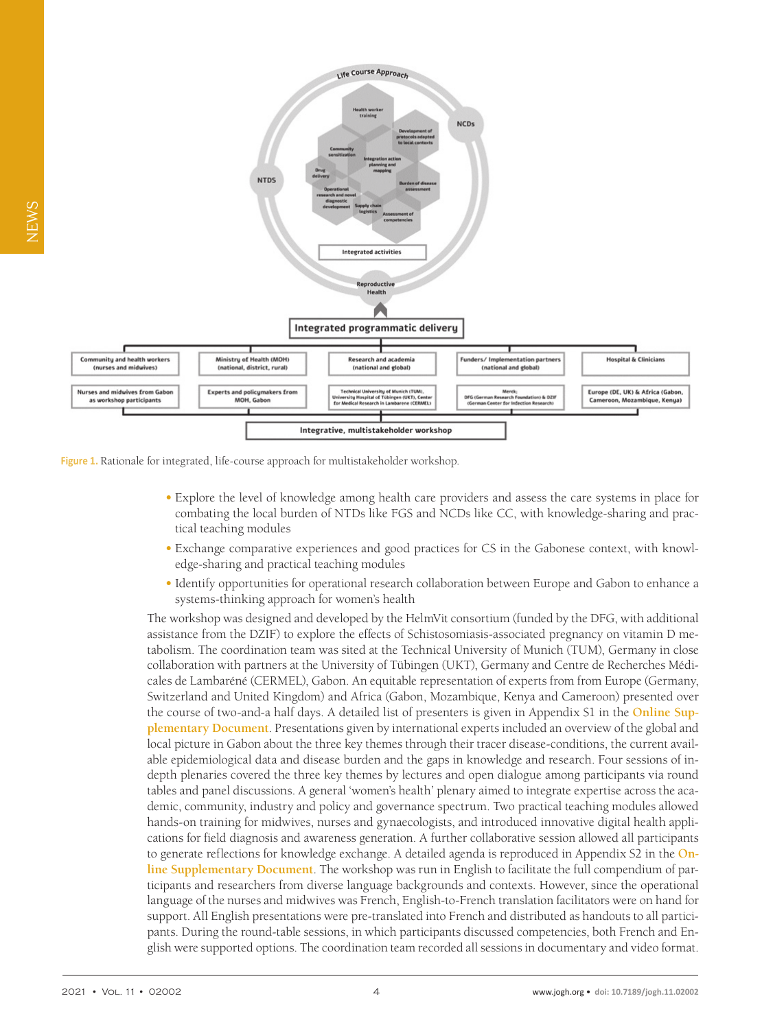Figure 1. Rationale for integrated, life-course approach for multistakeholder workshop.

- Explore the level of knowledge among health care providers and assess the care systems in place for combating the local burden of NTDs like FGS and NCDs like CC, with knowledge-sharing and practical teaching modules
- Exchange comparative experiences and good practices for CS in the Gabonese context, with knowledge-sharing and practical teaching modules
- Identify opportunities for operational research collaboration between Europe and Gabon to enhance a systems-thinking approach for women's health

The workshop was designed and developed by the HelmVit consortium (funded by the DFG, with additional assistance from the DZIF) to explore the effects of Schistosomiasis-associated pregnancy on vitamin D metabolism. The coordination team was sited at the Technical University of Munich (TUM), Germany in close collaboration with partners at the University of Tübingen (UKT), Germany and Centre de Recherches Médicales de Lambaréné (CERMEL), Gabon. An equitable representation of experts from from Europe (Germany, Switzerland and United Kingdom) and Africa (Gabon, Mozambique, Kenya and Cameroon) presented over the course of two-and-a half days. A detailed list of presenters is given in Appendix S1 in the **Online Supplementary Document**. Presentations given by international experts included an overview of the global and local picture in Gabon about the three key themes through their tracer disease-conditions, the current available epidemiological data and disease burden and the gaps in knowledge and research. Four sessions of in-depth plenaries covered the three key themes by lectures and open dialogue among participants via round tables and panel discussions. A general 'women's health' plenary aimed to integrate expertise across the academic, community, industry and policy and governance spectrum. Two practical teaching modules allowed hands-on training for midwives, nurses and gynaecologists, and introduced innovative digital health applications for field diagnosis and awareness generation. A further collaborative session allowed all participants to generate reflections for knowledge exchange. A detailed agenda is reproduced in Appendix S2 in the **Online Supplementary Document**. The workshop was run in English to facilitate the full compendium of participants and researchers from diverse language backgrounds and contexts. However, since the operational language of the nurses and midwives was French, English-to-French translation facilitators were on hand for support. All English presentations were pre-translated into French and distributed as handouts to all participants. During the round-table sessions, in which participants discussed competencies, both French and English were supported options. The coordination team recorded all sessions in documentary and video format.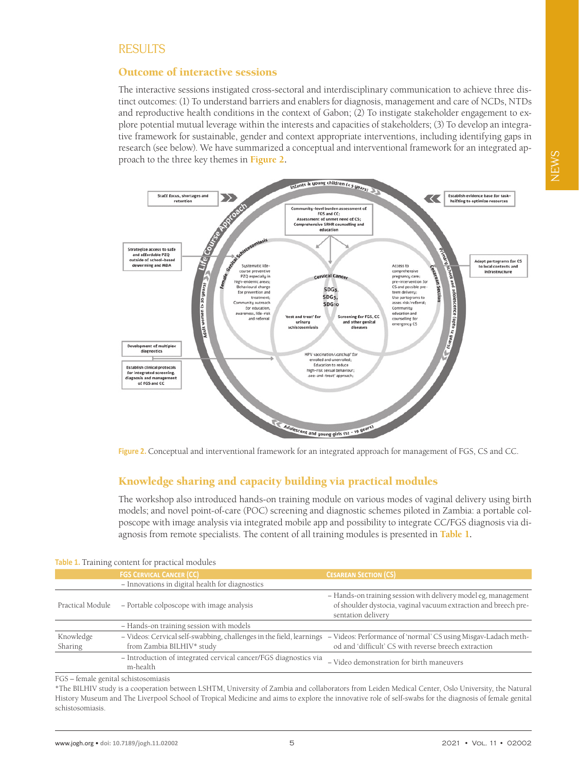## RESULTS

### Outcome of interactive sessions

The interactive sessions instigated cross-sectoral and interdisciplinary communication to achieve three distinct outcomes: (1) To understand barriers and enablers for diagnosis, management and care of NCDs, NTDs and reproductive health conditions in the context of Gabon; (2) To instigate stakeholder engagement to explore potential mutual leverage within the interests and capacities of stakeholders; (3) To develop an integrative framework for sustainable, gender and context appropriate interventions, including identifying gaps in research (see below). We have summarized a conceptual and interventional framework for an integrated approach to the three key themes in **Figure 2**.

**Figure 2.** Conceptual and interventional framework for an integrated approach for management of FGS, CS and CC.

### Knowledge sharing and capacity building via practical modules

The workshop also introduced hands-on training module on various modes of vaginal delivery using birth models; and novel point-of-care (POC) screening and diagnostic schemes piloted in Zambia: a portable colposcope with image analysis via integrated mobile app and possibility to integrate CC/FGS diagnosis via diagnosis from remote specialists. The content of all training modules is presented in **Table 1**.

**Table 1.** Training content for practical modules

| | FGS Cervical Cancer (CC) | Cesarean Section (CS) |
|---|---|---|
| Practical Module | – Innovations in digital health for diagnostics | |
| | – Portable colposcope with image analysis | – Hands-on training session with delivery model eg, management of shoulder dystocia, vaginal vacuum extraction and breech presentation delivery |
| | – Hands-on training session with models | |
| Knowledge Sharing | – Videos: Cervical self-swabbing, challenges in the field, learnings from Zambia BILHIV* study | – Videos: Performance of 'normal' CS using Misgav-Ladach method and 'difficult' CS with reverse breech extraction |
| | – Introduction of integrated cervical cancer/FGS diagnostics via m-health | – Video demonstration for birth maneuvers |

FGS – female genital schistosomiasis

*The BILHIV study is a cooperation between LSHTM, University of Zambia and collaborators from Leiden Medical Center, Oslo University, the Natural History Museum and The Liverpool School of Tropical Medicine and aims to explore the innovative role of self-swabs for the diagnosis of female genital schistosomiasis.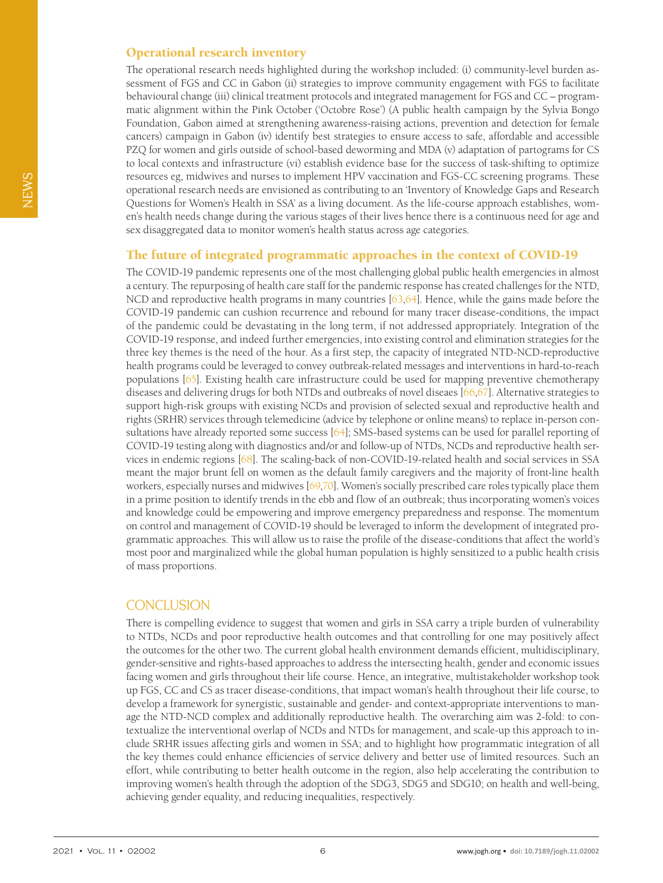### Operational research inventory

The operational research needs highlighted during the workshop included: (i) community-level burden assessment of FGS and CC in Gabon (ii) strategies to improve community engagement with FGS to facilitate behavioural change (iii) clinical treatment protocols and integrated management for FGS and CC – programmatic alignment within the Pink October ('Octobre Rose') (A public health campaign by the Sylvia Bongo Foundation, Gabon aimed at strengthening awareness-raising actions, prevention and detection for female cancers) campaign in Gabon (iv) identify best strategies to ensure access to safe, affordable and accessible PZQ for women and girls outside of school-based deworming and MDA (v) adaptation of partograms for CS to local contexts and infrastructure (vi) establish evidence base for the success of task-shifting to optimize resources eg, midwives and nurses to implement HPV vaccination and FGS-CC screening programs. These operational research needs are envisioned as contributing to an 'Inventory of Knowledge Gaps and Research Questions for Women's Health in SSA' as a living document. As the life-course approach establishes, women's health needs change during the various stages of their lives hence there is a continuous need for age and sex disaggregated data to monitor women's health status across age categories.

### The future of integrated programmatic approaches in the context of COVID-19

The COVID-19 pandemic represents one of the most challenging global public health emergencies in almost a century. The repurposing of health care staff for the pandemic response has created challenges for the NTD, NCD and reproductive health programs in many countries [63,64]. Hence, while the gains made before the COVID-19 pandemic can cushion recurrence and rebound for many tracer disease-conditions, the impact of the pandemic could be devastating in the long term, if not addressed appropriately. Integration of the COVID-19 response, and indeed further emergencies, into existing control and elimination strategies for the three key themes is the need of the hour. As a first step, the capacity of integrated NTD-NCD-reproductive health programs could be leveraged to convey outbreak-related messages and interventions in hard-to-reach populations [65]. Existing health care infrastructure could be used for mapping preventive chemotherapy diseases and delivering drugs for both NTDs and outbreaks of novel diseaes [66,67]. Alternative strategies to support high-risk groups with existing NCDs and provision of selected sexual and reproductive health and rights (SRHR) services through telemedicine (advice by telephone or online means) to replace in-person consultations have already reported some success [64]; SMS-based systems can be used for parallel reporting of COVID-19 testing along with diagnostics and/or and follow-up of NTDs, NCDs and reproductive health services in endemic regions [68]. The scaling-back of non-COVID-19-related health and social services in SSA meant the major brunt fell on women as the default family caregivers and the majority of front-line health workers, especially nurses and midwives [69,70]. Women's socially prescribed care roles typically place them in a prime position to identify trends in the ebb and flow of an outbreak; thus incorporating women's voices and knowledge could be empowering and improve emergency preparedness and response. The momentum on control and management of COVID-19 should be leveraged to inform the development of integrated programmatic approaches. This will allow us to raise the profile of the disease-conditions that affect the world's most poor and marginalized while the global human population is highly sensitized to a public health crisis of mass proportions.

## CONCLUSION

There is compelling evidence to suggest that women and girls in SSA carry a triple burden of vulnerability to NTDs, NCDs and poor reproductive health outcomes and that controlling for one may positively affect the outcomes for the other two. The current global health environment demands efficient, multidisciplinary, gender-sensitive and rights-based approaches to address the intersecting health, gender and economic issues facing women and girls throughout their life course. Hence, an integrative, multistakeholder workshop took up FGS, CC and CS as tracer disease-conditions, that impact woman's health throughout their life course, to develop a framework for synergistic, sustainable and gender- and context-appropriate interventions to manage the NTD-NCD complex and additionally reproductive health. The overarching aim was 2-fold: to contextualize the interventional overlap of NCDs and NTDs for management, and scale-up this approach to include SRHR issues affecting girls and women in SSA; and to highlight how programmatic integration of all the key themes could enhance efficiencies of service delivery and better use of limited resources. Such an effort, while contributing to better health outcome in the region, also help accelerating the contribution to improving women's health through the adoption of the SDG3, SDG5 and SDG10; on health and well-being, achieving gender equality, and reducing inequalities, respectively.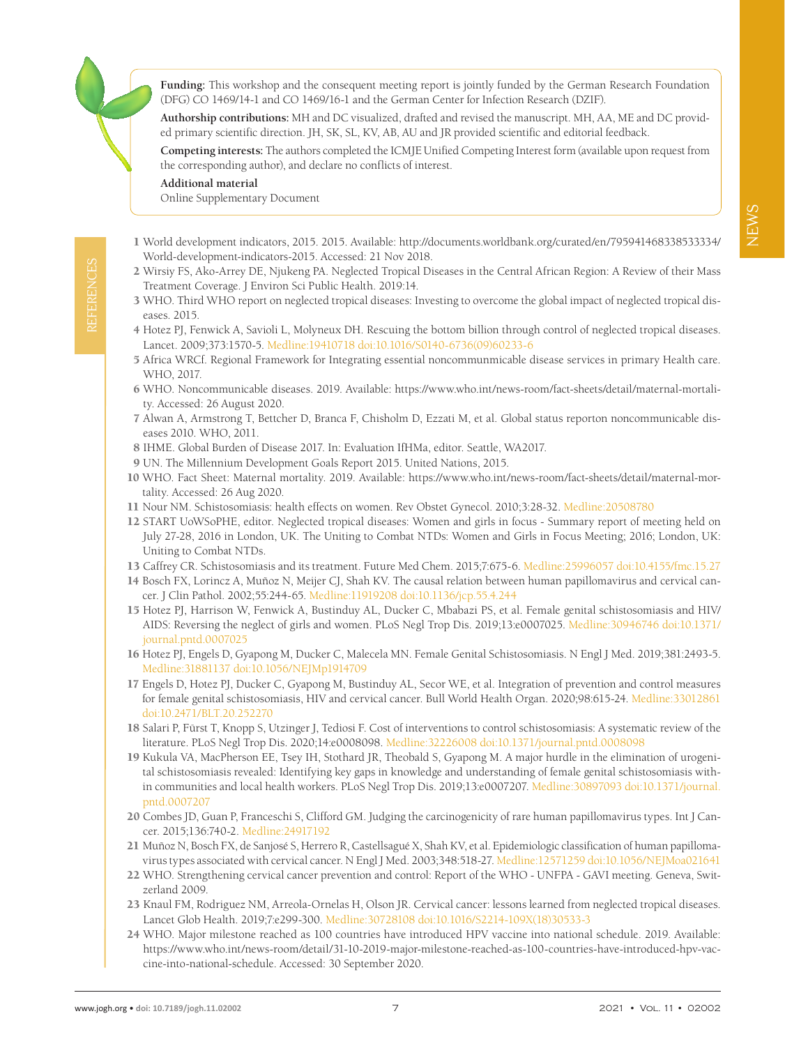**Funding:** This workshop and the consequent meeting report is jointly funded by the German Research Foundation (DFG) CO 1469/14-1 and CO 1469/16-1 and the German Center for Infection Research (DZIF).

**Authorship contributions:** MH and DC visualized, drafted and revised the manuscript. MH, AA, ME and DC provided primary scientific direction. JH, SK, SL, KV, AB, AU and JR provided scientific and editorial feedback.

**Competing interests:** The authors completed the ICMJE Unified Competing Interest form (available upon request from the corresponding author), and declare no conflicts of interest.

**Additional material**

Online Supplementary Document

## REFERENCES

1. World development indicators, 2015. 2015. Available: http://documents.worldbank.org/curated/en/795941468338533334/World-development-indicators-2015. Accessed: 21 Nov 2018.
2. Wirsiy FS, Ako-Arrey DE, Njukeng PA. Neglected Tropical Diseases in the Central African Region: A Review of their Mass Treatment Coverage. J Environ Sci Public Health. 2019:14.
3. WHO. Third WHO report on neglected tropical diseases: Investing to overcome the global impact of neglected tropical diseases. 2015.
4. Hotez PJ, Fenwick A, Savioli L, Molyneux DH. Rescuing the bottom billion through control of neglected tropical diseases. Lancet. 2009;373:1570-5. Medline:19410718 doi:10.1016/S0140-6736(09)60233-6
5. Africa WRCf. Regional Framework for Integrating essential noncommunmicable disease services in primary Health care. WHO, 2017.
6. WHO. Noncommunicable diseases. 2019. Available: https://www.who.int/news-room/fact-sheets/detail/maternal-mortality. Accessed: 26 August 2020.
7. Alwan A, Armstrong T, Bettcher D, Branca F, Chisholm D, Ezzati M, et al. Global status reporton noncommunicable diseases 2010. WHO, 2011.
8. IHME. Global Burden of Disease 2017. In: Evaluation IfHMa, editor. Seattle, WA2017.
9. UN. The Millennium Development Goals Report 2015. United Nations, 2015.
10. WHO. Fact Sheet: Maternal mortality. 2019. Available: https://www.who.int/news-room/fact-sheets/detail/maternal-mortality. Accessed: 26 Aug 2020.
11. Nour NM. Schistosomiasis: health effects on women. Rev Obstet Gynecol. 2010;3:28-32. Medline:20508780
12. START UoWSoPHE, editor. Neglected tropical diseases: Women and girls in focus - Summary report of meeting held on July 27-28, 2016 in London, UK. The Uniting to Combat NTDs: Women and Girls in Focus Meeting; 2016; London, UK: Uniting to Combat NTDs.
13. Caffrey CR. Schistosomiasis and its treatment. Future Med Chem. 2015;7:675-6. Medline:25996057 doi:10.4155/fmc.15.27
14. Bosch FX, Lorincz A, Muñoz N, Meijer CJ, Shah KV. The causal relation between human papillomavirus and cervical cancer. J Clin Pathol. 2002;55:244-65. Medline:11919208 doi:10.1136/jcp.55.4.244
15. Hotez PJ, Harrison W, Fenwick A, Bustinduy AL, Ducker C, Mbabazi PS, et al. Female genital schistosomiasis and HIV/AIDS: Reversing the neglect of girls and women. PLoS Negl Trop Dis. 2019;13:e0007025. Medline:30946746 doi:10.1371/journal.pntd.0007025
16. Hotez PJ, Engels D, Gyapong M, Ducker C, Malecela MN. Female Genital Schistosomiasis. N Engl J Med. 2019;381:2493-5. Medline:31881137 doi:10.1056/NEJMp1914709
17. Engels D, Hotez PJ, Ducker C, Gyapong M, Bustinduy AL, Secor WE, et al. Integration of prevention and control measures for female genital schistosomiasis, HIV and cervical cancer. Bull World Health Organ. 2020;98:615-24. Medline:33012861 doi:10.2471/BLT.20.252270
18. Salari P, Fürst T, Knopp S, Utzinger J, Tediosi F. Cost of interventions to control schistosomiasis: A systematic review of the literature. PLoS Negl Trop Dis. 2020;14:e0008098. Medline:32226008 doi:10.1371/journal.pntd.0008098
19. Kukula VA, MacPherson EE, Tsey IH, Stothard JR, Theobald S, Gyapong M. A major hurdle in the elimination of urogenital schistosomiasis revealed: Identifying key gaps in knowledge and understanding of female genital schistosomiasis within communities and local health workers. PLoS Negl Trop Dis. 2019;13:e0007207. Medline:30897093 doi:10.1371/journal.pntd.0007207
20. Combes JD, Guan P, Franceschi S, Clifford GM. Judging the carcinogenicity of rare human papillomavirus types. Int J Cancer. 2015;136:740-2. Medline:24917192
21. Muñoz N, Bosch FX, de Sanjosé S, Herrero R, Castellsagué X, Shah KV, et al. Epidemiologic classification of human papillomavirus types associated with cervical cancer. N Engl J Med. 2003;348:518-27. Medline:12571259 doi:10.1056/NEJMoa021641
22. WHO. Strengthening cervical cancer prevention and control: Report of the WHO - UNFPA - GAVI meeting. Geneva, Switzerland 2009.
23. Knaul FM, Rodriguez NM, Arreola-Ornelas H, Olson JR. Cervical cancer: lessons learned from neglected tropical diseases. Lancet Glob Health. 2019;7:e299-300. Medline:30728108 doi:10.1016/S2214-109X(18)30533-3
24. WHO. Major milestone reached as 100 countries have introduced HPV vaccine into national schedule. 2019. Available: https://www.who.int/news-room/detail/31-10-2019-major-milestone-reached-as-100-countries-have-introduced-hpv-vaccine-into-national-schedule. Accessed: 30 September 2020.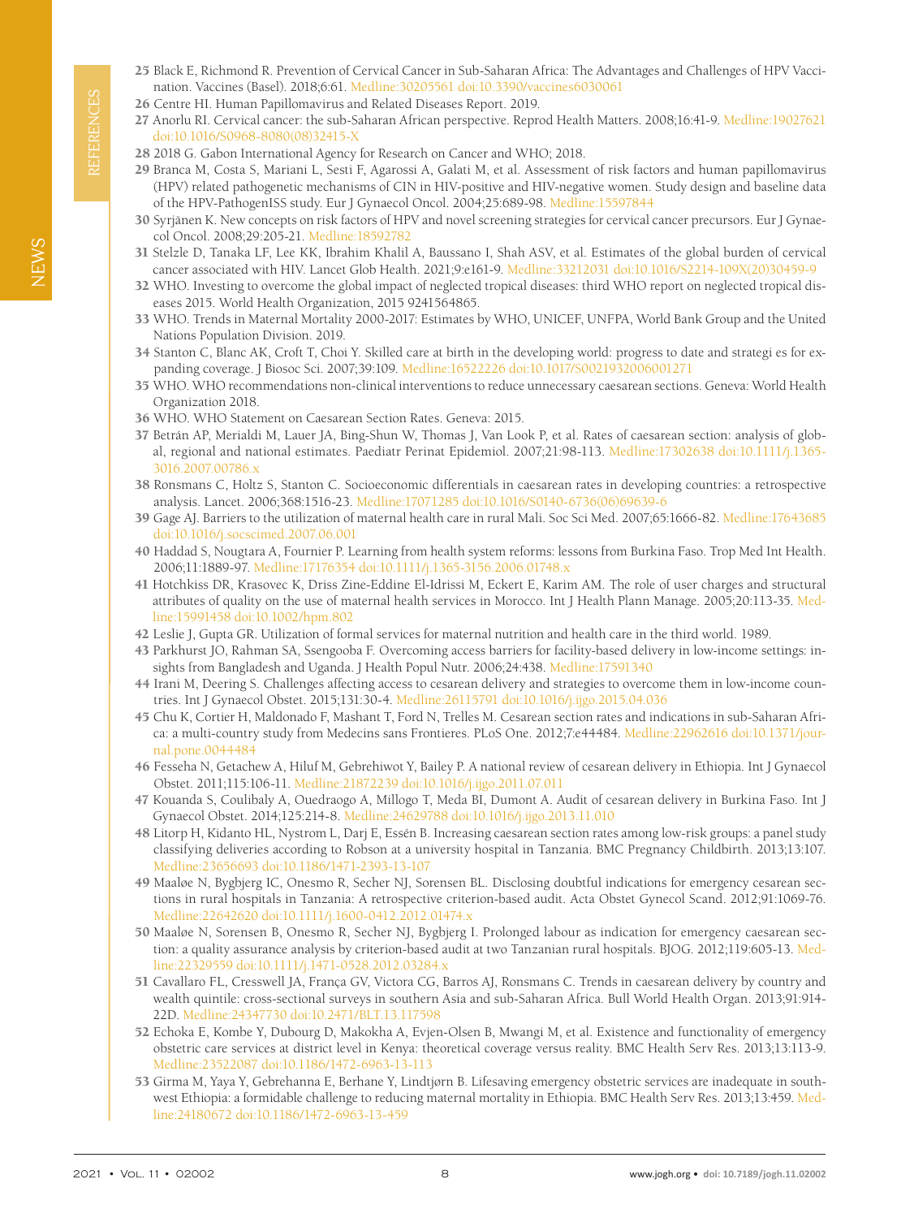25 Black E, Richmond R. Prevention of Cervical Cancer in Sub-Saharan Africa: The Advantages and Challenges of HPV Vaccination. Vaccines (Basel). 2018;6:61. Medline:30205561 doi:10.3390/vaccines6030061

26 Centre HI. Human Papillomavirus and Related Diseases Report. 2019.

27 Anorlu RI. Cervical cancer: the sub-Saharan African perspective. Reprod Health Matters. 2008;16:41-9. Medline:19027621 doi:10.1016/S0968-8080(08)32415-X

28 2018 G. Gabon International Agency for Research on Cancer and WHO; 2018.

29 Branca M, Costa S, Mariani L, Sesti F, Agarossi A, Galati M, et al. Assessment of risk factors and human papillomavirus (HPV) related pathogenetic mechanisms of CIN in HIV-positive and HIV-negative women. Study design and baseline data of the HPV-PathogenISS study. Eur J Gynaecol Oncol. 2004;25:689-98. Medline:15597844

30 Syrjänen K. New concepts on risk factors of HPV and novel screening strategies for cervical cancer precursors. Eur J Gynaecol Oncol. 2008;29:205-21. Medline:18592782

31 Stelzle D, Tanaka LF, Lee KK, Ibrahim Khalil A, Baussano I, Shah ASV, et al. Estimates of the global burden of cervical cancer associated with HIV. Lancet Glob Health. 2021;9:e161-9. Medline:33212031 doi:10.1016/S2214-109X(20)30459-9

32 WHO. Investing to overcome the global impact of neglected tropical diseases: third WHO report on neglected tropical diseases 2015. World Health Organization, 2015 9241564865.

33 WHO. Trends in Maternal Mortality 2000-2017: Estimates by WHO, UNICEF, UNFPA, World Bank Group and the United Nations Population Division. 2019.

34 Stanton C, Blanc AK, Croft T, Choi Y. Skilled care at birth in the developing world: progress to date and strategi es for expanding coverage. J Biosoc Sci. 2007;39:109. Medline:16522226 doi:10.1017/S0021932006001271

35 WHO. WHO recommendations non-clinical interventions to reduce unnecessary caesarean sections. Geneva: World Health Organization 2018.

36 WHO. WHO Statement on Caesarean Section Rates. Geneva: 2015.

37 Betrán AP, Merialdi M, Lauer JA, Bing-Shun W, Thomas J, Van Look P, et al. Rates of caesarean section: analysis of global, regional and national estimates. Paediatr Perinat Epidemiol. 2007;21:98-113. Medline:17302638 doi:10.1111/j.1365-3016.2007.00786.x

38 Ronsmans C, Holtz S, Stanton C. Socioeconomic differentials in caesarean rates in developing countries: a retrospective analysis. Lancet. 2006;368:1516-23. Medline:17071285 doi:10.1016/S0140-6736(06)69639-6

39 Gage AJ. Barriers to the utilization of maternal health care in rural Mali. Soc Sci Med. 2007;65:1666-82. Medline:17643685 doi:10.1016/j.socscimed.2007.06.001

40 Haddad S, Nougtara A, Fournier P. Learning from health system reforms: lessons from Burkina Faso. Trop Med Int Health. 2006;11:1889-97. Medline:17176354 doi:10.1111/j.1365-3156.2006.01748.x

41 Hotchkiss DR, Krasovec K, Driss Zine-Eddine El-Idrissi M, Eckert E, Karim AM. The role of user charges and structural attributes of quality on the use of maternal health services in Morocco. Int J Health Plann Manage. 2005;20:113-35. Medline:15991458 doi:10.1002/hpm.802

42 Leslie J, Gupta GR. Utilization of formal services for maternal nutrition and health care in the third world. 1989.

43 Parkhurst JO, Rahman SA, Ssengooba F. Overcoming access barriers for facility-based delivery in low-income settings: insights from Bangladesh and Uganda. J Health Popul Nutr. 2006;24:438. Medline:17591340

44 Irani M, Deering S. Challenges affecting access to cesarean delivery and strategies to overcome them in low-income countries. Int J Gynaecol Obstet. 2015;131:30-4. Medline:26115791 doi:10.1016/j.ijgo.2015.04.036

45 Chu K, Cortier H, Maldonado F, Mashant T, Ford N, Trelles M. Cesarean section rates and indications in sub-Saharan Africa: a multi-country study from Medecins sans Frontieres. PLoS One. 2012;7:e44484. Medline:22962616 doi:10.1371/journal.pone.0044484

46 Fesseha N, Getachew A, Hiluf M, Gebrehiwot Y, Bailey P. A national review of cesarean delivery in Ethiopia. Int J Gynaecol Obstet. 2011;115:106-11. Medline:21872239 doi:10.1016/j.ijgo.2011.07.011

47 Kouanda S, Coulibaly A, Ouedraogo A, Millogo T, Meda BI, Dumont A. Audit of cesarean delivery in Burkina Faso. Int J Gynaecol Obstet. 2014;125:214-8. Medline:24629788 doi:10.1016/j.ijgo.2013.11.010

48 Litorp H, Kidanto HL, Nystrom L, Darj E, Essén B. Increasing caesarean section rates among low-risk groups: a panel study classifying deliveries according to Robson at a university hospital in Tanzania. BMC Pregnancy Childbirth. 2013;13:107. Medline:23656693 doi:10.1186/1471-2393-13-107

49 Maaløe N, Bygbjerg IC, Onesmo R, Secher NJ, Sorensen BL. Disclosing doubtful indications for emergency cesarean sections in rural hospitals in Tanzania: A retrospective criterion-based audit. Acta Obstet Gynecol Scand. 2012;91:1069-76. Medline:22642620 doi:10.1111/j.1600-0412.2012.01474.x

50 Maaløe N, Sorensen B, Onesmo R, Secher NJ, Bygbjerg I. Prolonged labour as indication for emergency caesarean section: a quality assurance analysis by criterion-based audit at two Tanzanian rural hospitals. BJOG. 2012;119:605-13. Medline:22329559 doi:10.1111/j.1471-0528.2012.03284.x

51 Cavallaro FL, Cresswell JA, França GV, Victora CG, Barros AJ, Ronsmans C. Trends in caesarean delivery by country and wealth quintile: cross-sectional surveys in southern Asia and sub-Saharan Africa. Bull World Health Organ. 2013;91:914-22D. Medline:24347730 doi:10.2471/BLT.13.117598

52 Echoka E, Kombe Y, Dubourg D, Makokha A, Evjen-Olsen B, Mwangi M, et al. Existence and functionality of emergency obstetric care services at district level in Kenya: theoretical coverage versus reality. BMC Health Serv Res. 2013;13:113-9. Medline:23522087 doi:10.1186/1472-6963-13-113

53 Girma M, Yaya Y, Gebrehanna E, Berhane Y, Lindtjørn B. Lifesaving emergency obstetric services are inadequate in southwest Ethiopia: a formidable challenge to reducing maternal mortality in Ethiopia. BMC Health Serv Res. 2013;13:459. Medline:24180672 doi:10.1186/1472-6963-13-459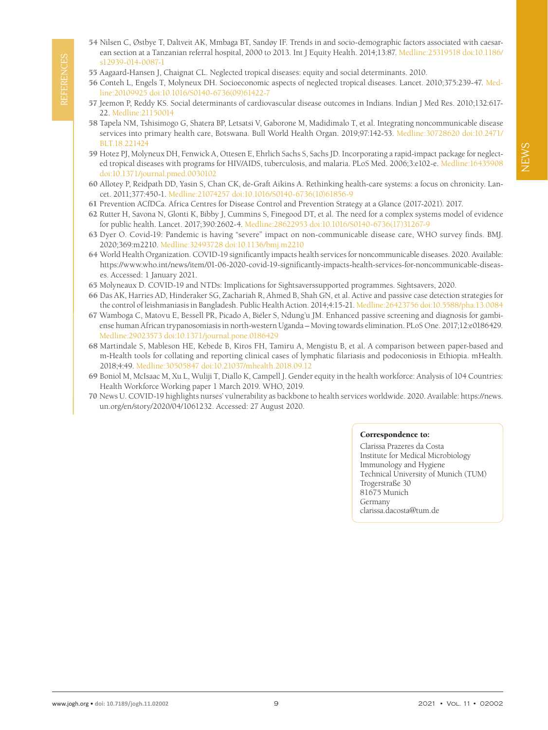54 Nilsen C, Østbye T, Daltveit AK, Mmbaga BT, Sandøy IF. Trends in and socio-demographic factors associated with caesarean section at a Tanzanian referral hospital, 2000 to 2013. Int J Equity Health. 2014;13:87. Medline:25319518 doi:10.1186/s12939-014-0087-1

55 Aagaard-Hansen J, Chaignat CL. Neglected tropical diseases: equity and social determinants. 2010.

56 Conteh L, Engels T, Molyneux DH. Socioeconomic aspects of neglected tropical diseases. Lancet. 2010;375:239-47. Medline:20109925 doi:10.1016/S0140-6736(09)61422-7

57 Jeemon P, Reddy KS. Social determinants of cardiovascular disease outcomes in Indians. Indian J Med Res. 2010;132:617-22. Medline:21150014

58 Tapela NM, Tshisimogo G, Shatera BP, Letsatsi V, Gaborone M, Madidimalo T, et al. Integrating noncommunicable disease services into primary health care, Botswana. Bull World Health Organ. 2019;97:142-53. Medline:30728620 doi:10.2471/BLT.18.221424

59 Hotez PJ, Molyneux DH, Fenwick A, Ottesen E, Ehrlich Sachs S, Sachs JD. Incorporating a rapid-impact package for neglected tropical diseases with programs for HIV/AIDS, tuberculosis, and malaria. PLoS Med. 2006;3:e102-e. Medline:16435908 doi:10.1371/journal.pmed.0030102

60 Allotey P, Reidpath DD, Yasin S, Chan CK, de-Graft Aikins A. Rethinking health-care systems: a focus on chronicity. Lancet. 2011;377:450-1. Medline:21074257 doi:10.1016/S0140-6736(10)61856-9

61 Prevention ACfDCa. Africa Centres for Disease Control and Prevention Strategy at a Glance (2017-2021). 2017.

62 Rutter H, Savona N, Glonti K, Bibby J, Cummins S, Finegood DT, et al. The need for a complex systems model of evidence for public health. Lancet. 2017;390:2602-4. Medline:28622953 doi:10.1016/S0140-6736(17)31267-9

63 Dyer O. Covid-19: Pandemic is having "severe" impact on non-communicable disease care, WHO survey finds. BMJ. 2020;369:m2210. Medline:32493728 doi:10.1136/bmj.m2210

64 World Health Organization. COVID-19 significantly impacts health services for noncommunicable diseases. 2020. Available: https://www.who.int/news/item/01-06-2020-covid-19-significantly-impacts-health-services-for-noncommunicable-diseases. Accessed: 1 January 2021.

65 Molyneaux D. COVID-19 and NTDs: Implications for Sightsaverssupported programmes. Sightsavers, 2020.

66 Das AK, Harries AD, Hinderaker SG, Zachariah R, Ahmed B, Shah GN, et al. Active and passive case detection strategies for the control of leishmaniasis in Bangladesh. Public Health Action. 2014;4:15-21. Medline:26423756 doi:10.5588/pha.13.0084

67 Wamboga C, Matovu E, Bessell PR, Picado A, Biéler S, Ndung'u JM. Enhanced passive screening and diagnosis for gambiense human African trypanosomiasis in north-western Uganda – Moving towards elimination. PLoS One. 2017;12:e0186429. Medline:29023573 doi:10.1371/journal.pone.0186429

68 Martindale S, Mableson HE, Kebede B, Kiros FH, Tamiru A, Mengistu B, et al. A comparison between paper-based and m-Health tools for collating and reporting clinical cases of lymphatic filariasis and podoconiosis in Ethiopia. mHealth. 2018;4:49. Medline:30505847 doi:10.21037/mhealth.2018.09.12

69 Boniol M, McIsaac M, Xu L, Wuliji T, Diallo K, Campell J. Gender equity in the health workforce: Analysis of 104 Countries: Health Workforce Working paper 1 March 2019. WHO, 2019.

70 News U. COVID-19 highlights nurses' vulnerability as backbone to health services worldwide. 2020. Available: https://news.un.org/en/story/2020/04/1061232. Accessed: 27 August 2020.

**Correspondence to:**

Clarissa Prazeres da Costa
Institute for Medical Microbiology
Immunology and Hygiene
Technical University of Munich (TUM)
Trogerstraße 30
81675 Munich
Germany
clarissa.dacosta@tum.de